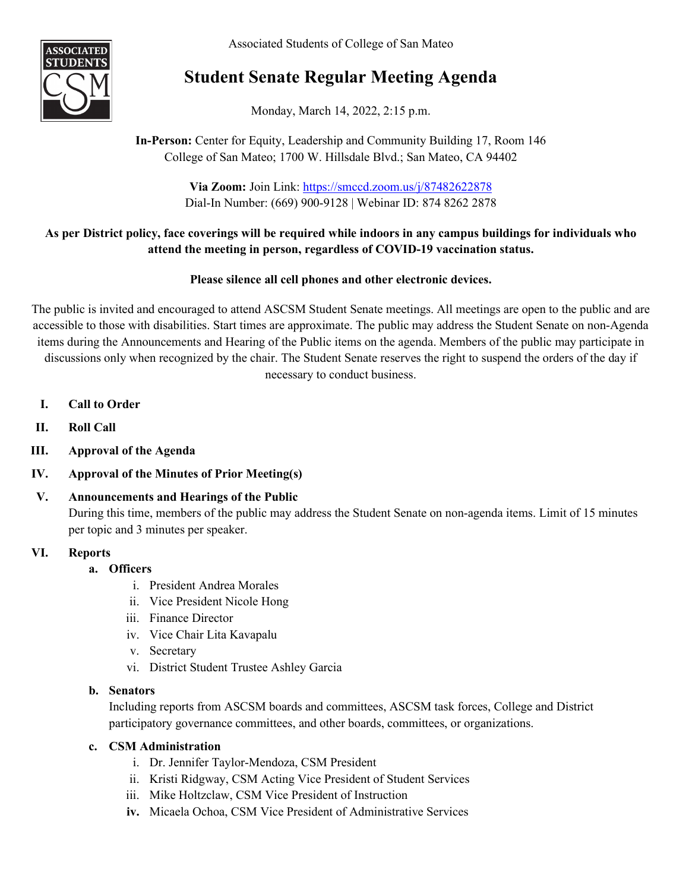Associated Students of College of San Mateo

# Student Senate Regular Meeting Agenda

Monday, March 14, 2022, 2:15 p.m.

**In-Person:** Center for Equity, Leadership and Community Building 17, Room 146
College of San Mateo; 1700 W. Hillsdale Blvd.; San Mateo, CA 94402

**Via Zoom:** Join Link: https://smccd.zoom.us/j/87482622878
Dial-In Number: (669) 900-9128 | Webinar ID: 874 8262 2878

**As per District policy, face coverings will be required while indoors in any campus buildings for individuals who attend the meeting in person, regardless of COVID-19 vaccination status.**

**Please silence all cell phones and other electronic devices.**

The public is invited and encouraged to attend ASCSM Student Senate meetings. All meetings are open to the public and are accessible to those with disabilities. Start times are approximate. The public may address the Student Senate on non-Agenda items during the Announcements and Hearing of the Public items on the agenda. Members of the public may participate in discussions only when recognized by the chair. The Student Senate reserves the right to suspend the orders of the day if necessary to conduct business.

I. **Call to Order**

II. **Roll Call**

III. **Approval of the Agenda**

IV. **Approval of the Minutes of Prior Meeting(s)**

V. **Announcements and Hearings of the Public**
During this time, members of the public may address the Student Senate on non-agenda items. Limit of 15 minutes per topic and 3 minutes per speaker.

VI. **Reports**

a. **Officers**
   i. President Andrea Morales
   ii. Vice President Nicole Hong
   iii. Finance Director
   iv. Vice Chair Lita Kavapalu
   v. Secretary
   vi. District Student Trustee Ashley Garcia

b. **Senators**
Including reports from ASCSM boards and committees, ASCSM task forces, College and District participatory governance committees, and other boards, committees, or organizations.

c. **CSM Administration**
   i. Dr. Jennifer Taylor-Mendoza, CSM President
   ii. Kristi Ridgway, CSM Acting Vice President of Student Services
   iii. Mike Holtzclaw, CSM Vice President of Instruction
   iv. Micaela Ochoa, CSM Vice President of Administrative Services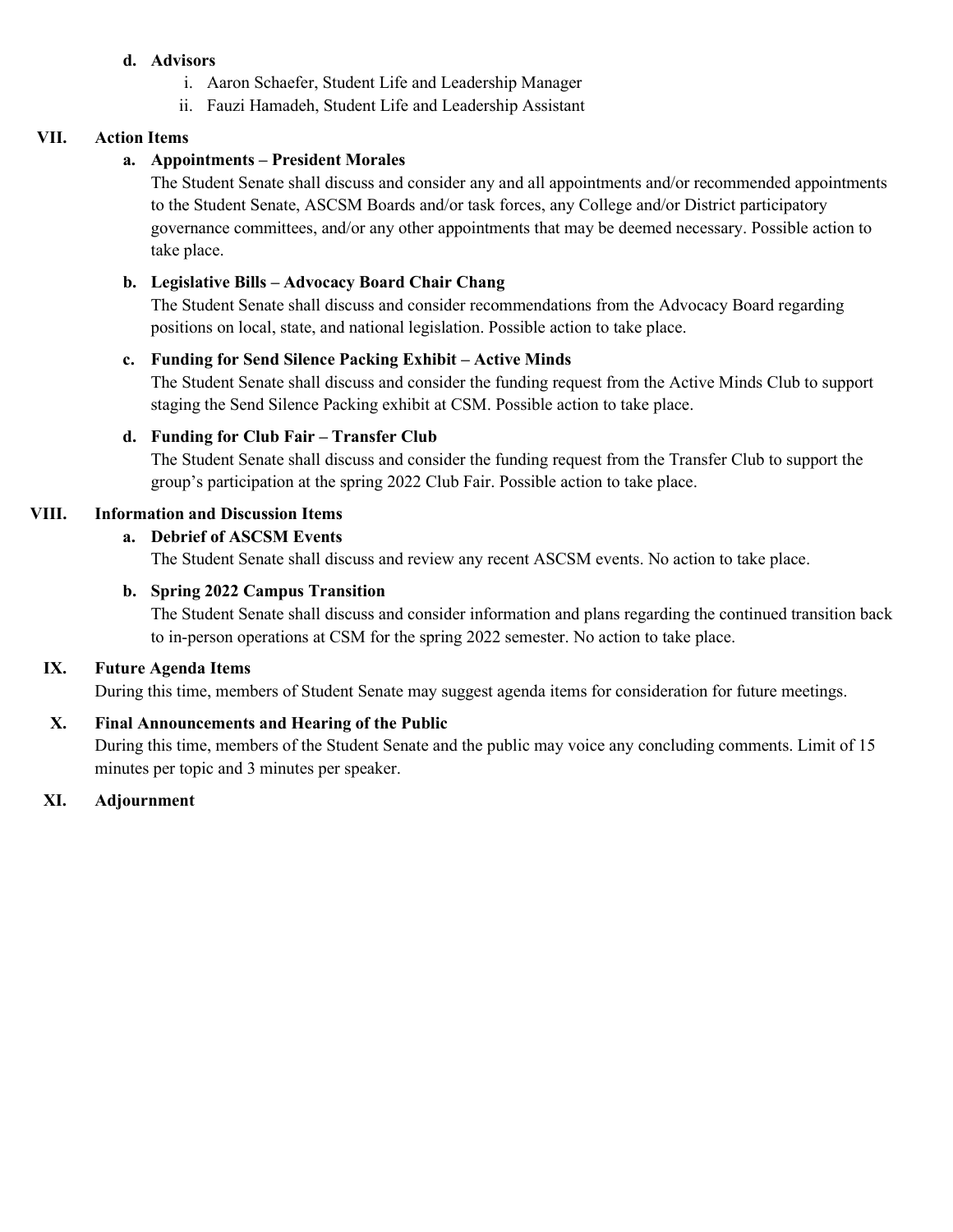d. **Advisors**
   i. Aaron Schaefer, Student Life and Leadership Manager
   ii. Fauzi Hamadeh, Student Life and Leadership Assistant

## VII. Action Items

**a. Appointments – President Morales**

The Student Senate shall discuss and consider any and all appointments and/or recommended appointments to the Student Senate, ASCSM Boards and/or task forces, any College and/or District participatory governance committees, and/or any other appointments that may be deemed necessary. Possible action to take place.

**b. Legislative Bills – Advocacy Board Chair Chang**

The Student Senate shall discuss and consider recommendations from the Advocacy Board regarding positions on local, state, and national legislation. Possible action to take place.

**c. Funding for Send Silence Packing Exhibit – Active Minds**

The Student Senate shall discuss and consider the funding request from the Active Minds Club to support staging the Send Silence Packing exhibit at CSM. Possible action to take place.

**d. Funding for Club Fair – Transfer Club**

The Student Senate shall discuss and consider the funding request from the Transfer Club to support the group's participation at the spring 2022 Club Fair. Possible action to take place.

## VIII. Information and Discussion Items

**a. Debrief of ASCSM Events**

The Student Senate shall discuss and review any recent ASCSM events. No action to take place.

**b. Spring 2022 Campus Transition**

The Student Senate shall discuss and consider information and plans regarding the continued transition back to in-person operations at CSM for the spring 2022 semester. No action to take place.

## IX. Future Agenda Items

During this time, members of Student Senate may suggest agenda items for consideration for future meetings.

## X. Final Announcements and Hearing of the Public

During this time, members of the Student Senate and the public may voice any concluding comments. Limit of 15 minutes per topic and 3 minutes per speaker.

## XI. Adjournment